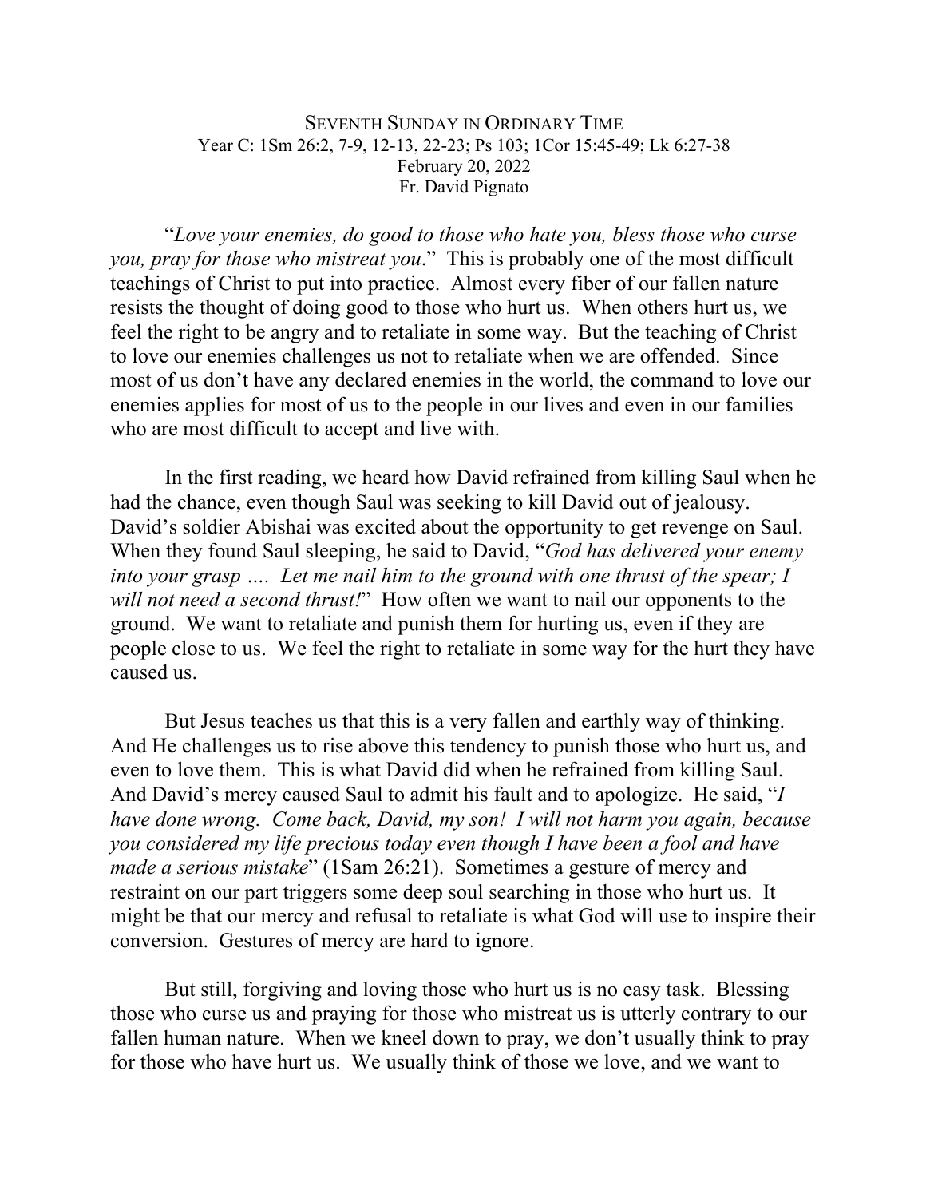# Seventh Sunday in Ordinary Time

Year C: 1Sm 26:2, 7-9, 12-13, 22-23; Ps 103; 1Cor 15:45-49; Lk 6:27-38

February 20, 2022

Fr. David Pignato

"*Love your enemies, do good to those who hate you, bless those who curse you, pray for those who mistreat you*." This is probably one of the most difficult teachings of Christ to put into practice. Almost every fiber of our fallen nature resists the thought of doing good to those who hurt us. When others hurt us, we feel the right to be angry and to retaliate in some way. But the teaching of Christ to love our enemies challenges us not to retaliate when we are offended. Since most of us don't have any declared enemies in the world, the command to love our enemies applies for most of us to the people in our lives and even in our families who are most difficult to accept and live with.

In the first reading, we heard how David refrained from killing Saul when he had the chance, even though Saul was seeking to kill David out of jealousy. David's soldier Abishai was excited about the opportunity to get revenge on Saul. When they found Saul sleeping, he said to David, "*God has delivered your enemy into your grasp …. Let me nail him to the ground with one thrust of the spear; I will not need a second thrust!*" How often we want to nail our opponents to the ground. We want to retaliate and punish them for hurting us, even if they are people close to us. We feel the right to retaliate in some way for the hurt they have caused us.

But Jesus teaches us that this is a very fallen and earthly way of thinking. And He challenges us to rise above this tendency to punish those who hurt us, and even to love them. This is what David did when he refrained from killing Saul. And David's mercy caused Saul to admit his fault and to apologize. He said, "*I have done wrong. Come back, David, my son! I will not harm you again, because you considered my life precious today even though I have been a fool and have made a serious mistake*" (1Sam 26:21). Sometimes a gesture of mercy and restraint on our part triggers some deep soul searching in those who hurt us. It might be that our mercy and refusal to retaliate is what God will use to inspire their conversion. Gestures of mercy are hard to ignore.

But still, forgiving and loving those who hurt us is no easy task. Blessing those who curse us and praying for those who mistreat us is utterly contrary to our fallen human nature. When we kneel down to pray, we don't usually think to pray for those who have hurt us. We usually think of those we love, and we want to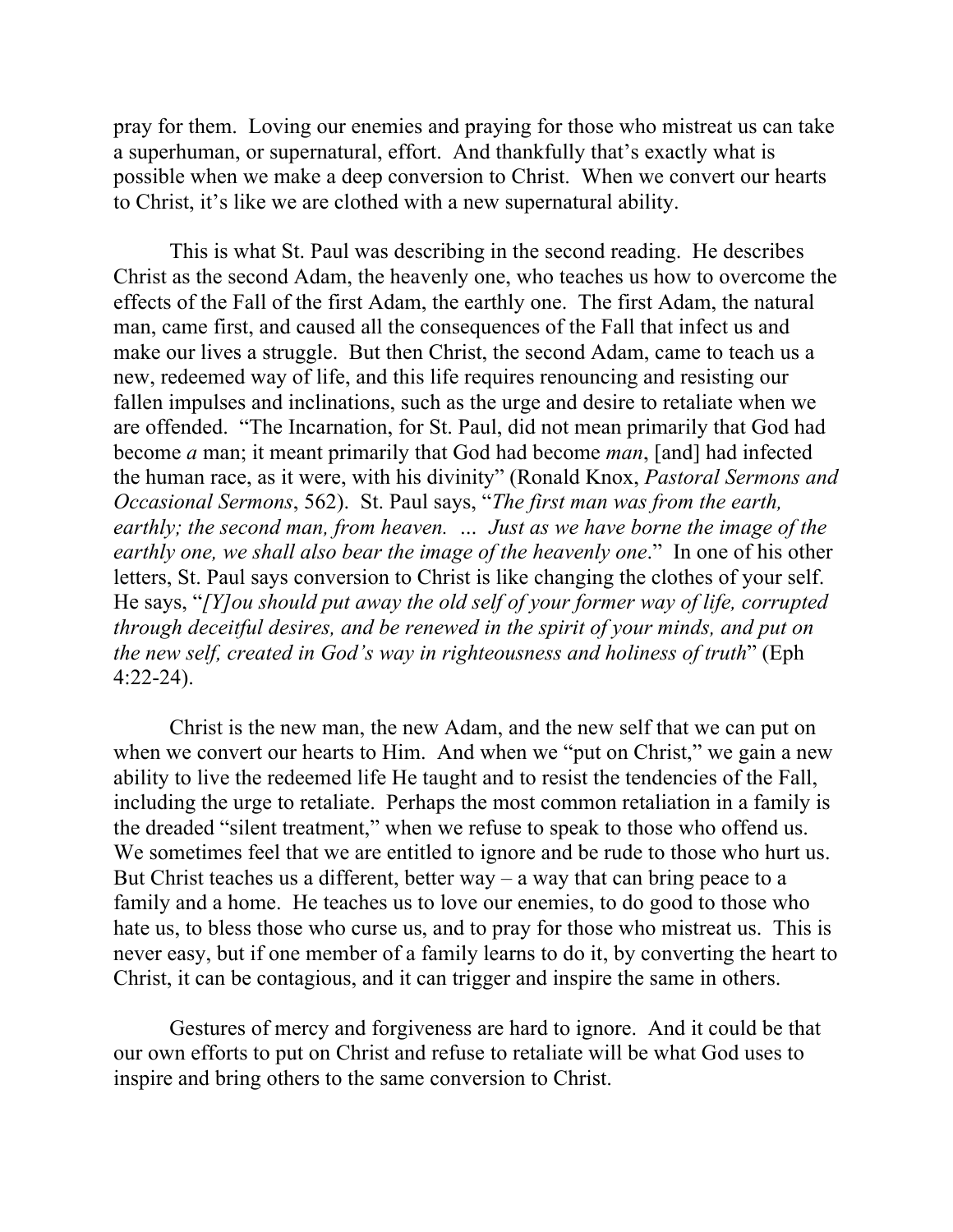pray for them. Loving our enemies and praying for those who mistreat us can take a superhuman, or supernatural, effort. And thankfully that's exactly what is possible when we make a deep conversion to Christ. When we convert our hearts to Christ, it's like we are clothed with a new supernatural ability.

This is what St. Paul was describing in the second reading. He describes Christ as the second Adam, the heavenly one, who teaches us how to overcome the effects of the Fall of the first Adam, the earthly one. The first Adam, the natural man, came first, and caused all the consequences of the Fall that infect us and make our lives a struggle. But then Christ, the second Adam, came to teach us a new, redeemed way of life, and this life requires renouncing and resisting our fallen impulses and inclinations, such as the urge and desire to retaliate when we are offended. "The Incarnation, for St. Paul, did not mean primarily that God had become *a* man; it meant primarily that God had become *man*, [and] had infected the human race, as it were, with his divinity" (Ronald Knox, *Pastoral Sermons and Occasional Sermons*, 562). St. Paul says, "*The first man was from the earth, earthly; the second man, from heaven. … Just as we have borne the image of the earthly one, we shall also bear the image of the heavenly one*." In one of his other letters, St. Paul says conversion to Christ is like changing the clothes of your self. He says, "*[Y]ou should put away the old self of your former way of life, corrupted through deceitful desires, and be renewed in the spirit of your minds, and put on the new self, created in God's way in righteousness and holiness of truth*" (Eph 4:22-24).

Christ is the new man, the new Adam, and the new self that we can put on when we convert our hearts to Him. And when we "put on Christ," we gain a new ability to live the redeemed life He taught and to resist the tendencies of the Fall, including the urge to retaliate. Perhaps the most common retaliation in a family is the dreaded "silent treatment," when we refuse to speak to those who offend us. We sometimes feel that we are entitled to ignore and be rude to those who hurt us. But Christ teaches us a different, better way – a way that can bring peace to a family and a home. He teaches us to love our enemies, to do good to those who hate us, to bless those who curse us, and to pray for those who mistreat us. This is never easy, but if one member of a family learns to do it, by converting the heart to Christ, it can be contagious, and it can trigger and inspire the same in others.

Gestures of mercy and forgiveness are hard to ignore. And it could be that our own efforts to put on Christ and refuse to retaliate will be what God uses to inspire and bring others to the same conversion to Christ.